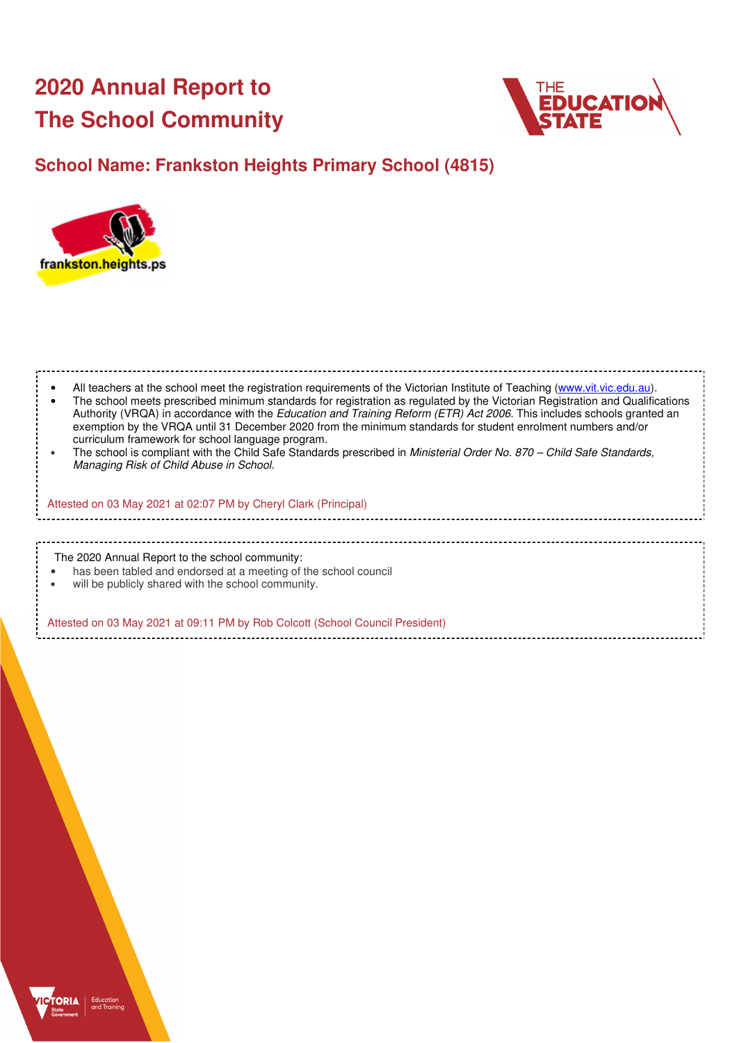# 2020 Annual Report to The School Community

## School Name: Frankston Heights Primary School (4815)

- All teachers at the school meet the registration requirements of the Victorian Institute of Teaching (www.vit.vic.edu.au).
- The school meets prescribed minimum standards for registration as regulated by the Victorian Registration and Qualifications Authority (VRQA) in accordance with the *Education and Training Reform (ETR) Act 2006*. This includes schools granted an exemption by the VRQA until 31 December 2020 from the minimum standards for student enrolment numbers and/or curriculum framework for school language program.
- The school is compliant with the Child Safe Standards prescribed in *Ministerial Order No. 870 – Child Safe Standards, Managing Risk of Child Abuse in School*.

Attested on 03 May 2021 at 02:07 PM by Cheryl Clark (Principal)

The 2020 Annual Report to the school community:

- has been tabled and endorsed at a meeting of the school council
- will be publicly shared with the school community.

Attested on 03 May 2021 at 09:11 PM by Rob Colcott (School Council President)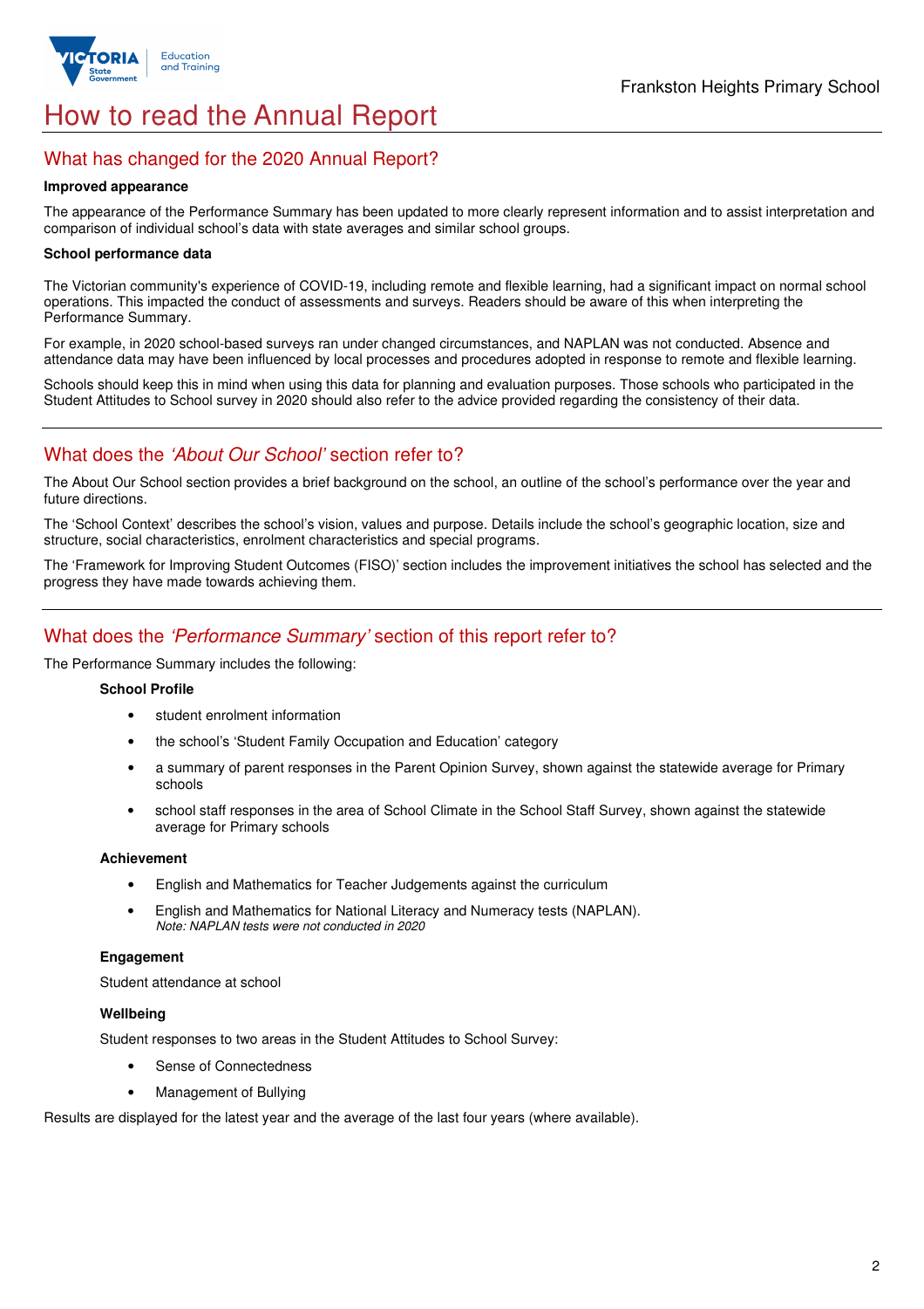# How to read the Annual Report

## What has changed for the 2020 Annual Report?

**Improved appearance**

The appearance of the Performance Summary has been updated to more clearly represent information and to assist interpretation and comparison of individual school's data with state averages and similar school groups.

**School performance data**

The Victorian community's experience of COVID-19, including remote and flexible learning, had a significant impact on normal school operations. This impacted the conduct of assessments and surveys. Readers should be aware of this when interpreting the Performance Summary.

For example, in 2020 school-based surveys ran under changed circumstances, and NAPLAN was not conducted. Absence and attendance data may have been influenced by local processes and procedures adopted in response to remote and flexible learning.

Schools should keep this in mind when using this data for planning and evaluation purposes. Those schools who participated in the Student Attitudes to School survey in 2020 should also refer to the advice provided regarding the consistency of their data.

## What does the *'About Our School'* section refer to?

The About Our School section provides a brief background on the school, an outline of the school's performance over the year and future directions.

The 'School Context' describes the school's vision, values and purpose. Details include the school's geographic location, size and structure, social characteristics, enrolment characteristics and special programs.

The 'Framework for Improving Student Outcomes (FISO)' section includes the improvement initiatives the school has selected and the progress they have made towards achieving them.

## What does the *'Performance Summary'* section of this report refer to?

The Performance Summary includes the following:

**School Profile**

- student enrolment information
- the school's 'Student Family Occupation and Education' category
- a summary of parent responses in the Parent Opinion Survey, shown against the statewide average for Primary schools
- school staff responses in the area of School Climate in the School Staff Survey, shown against the statewide average for Primary schools

**Achievement**

- English and Mathematics for Teacher Judgements against the curriculum
- English and Mathematics for National Literacy and Numeracy tests (NAPLAN).
  *Note: NAPLAN tests were not conducted in 2020*

**Engagement**

Student attendance at school

**Wellbeing**

Student responses to two areas in the Student Attitudes to School Survey:

- Sense of Connectedness
- Management of Bullying

Results are displayed for the latest year and the average of the last four years (where available).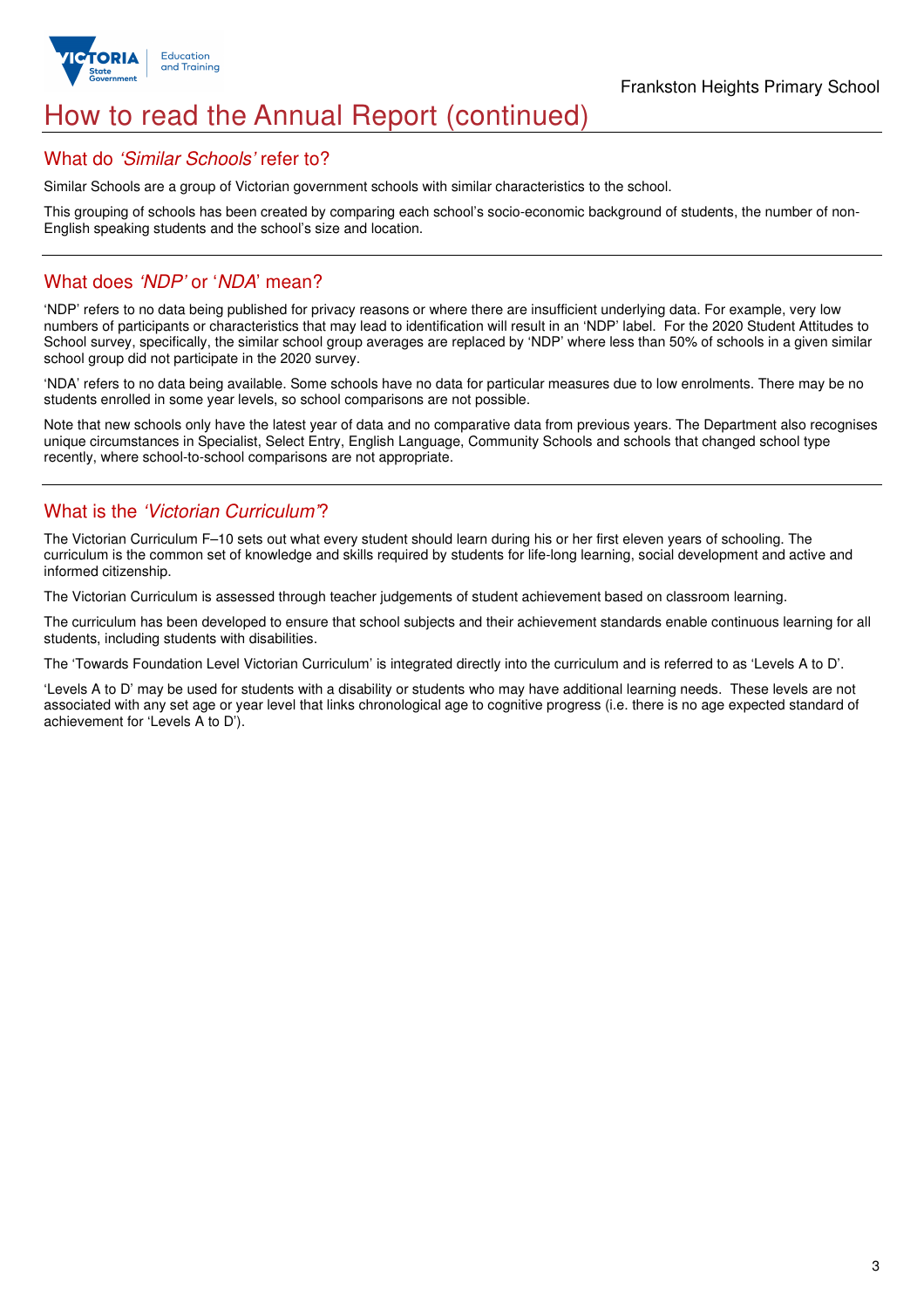# How to read the Annual Report (continued)

## What do *'Similar Schools'* refer to?

Similar Schools are a group of Victorian government schools with similar characteristics to the school.

This grouping of schools has been created by comparing each school's socio-economic background of students, the number of non-English speaking students and the school's size and location.

## What does *'NDP'* or '*NDA*' mean?

'NDP' refers to no data being published for privacy reasons or where there are insufficient underlying data. For example, very low numbers of participants or characteristics that may lead to identification will result in an 'NDP' label. For the 2020 Student Attitudes to School survey, specifically, the similar school group averages are replaced by 'NDP' where less than 50% of schools in a given similar school group did not participate in the 2020 survey.

'NDA' refers to no data being available. Some schools have no data for particular measures due to low enrolments. There may be no students enrolled in some year levels, so school comparisons are not possible.

Note that new schools only have the latest year of data and no comparative data from previous years. The Department also recognises unique circumstances in Specialist, Select Entry, English Language, Community Schools and schools that changed school type recently, where school-to-school comparisons are not appropriate.

## What is the *'Victorian Curriculum'*?

The Victorian Curriculum F–10 sets out what every student should learn during his or her first eleven years of schooling. The curriculum is the common set of knowledge and skills required by students for life-long learning, social development and active and informed citizenship.

The Victorian Curriculum is assessed through teacher judgements of student achievement based on classroom learning.

The curriculum has been developed to ensure that school subjects and their achievement standards enable continuous learning for all students, including students with disabilities.

The 'Towards Foundation Level Victorian Curriculum' is integrated directly into the curriculum and is referred to as 'Levels A to D'.

'Levels A to D' may be used for students with a disability or students who may have additional learning needs. These levels are not associated with any set age or year level that links chronological age to cognitive progress (i.e. there is no age expected standard of achievement for 'Levels A to D').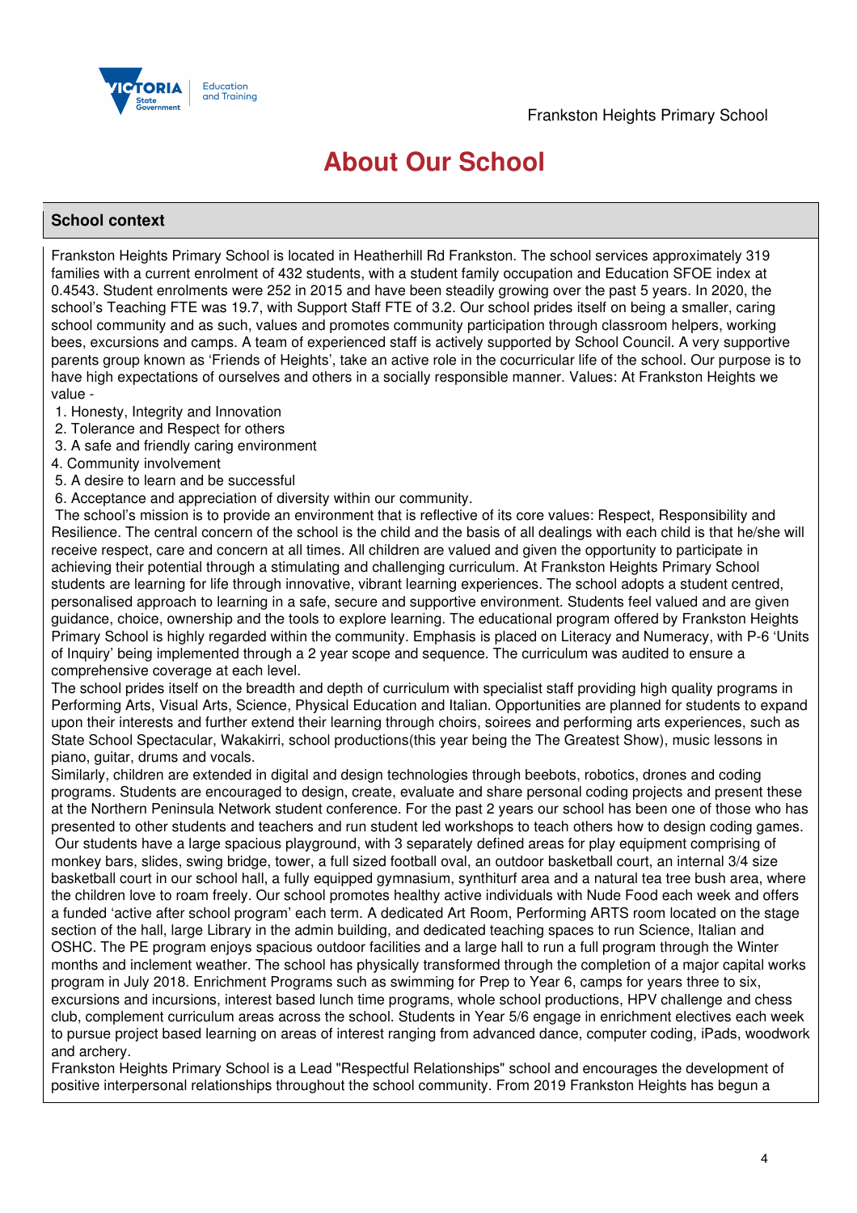# About Our School

## School context

Frankston Heights Primary School is located in Heatherhill Rd Frankston. The school services approximately 319 families with a current enrolment of 432 students, with a student family occupation and Education SFOE index at 0.4543. Student enrolments were 252 in 2015 and have been steadily growing over the past 5 years. In 2020, the school's Teaching FTE was 19.7, with Support Staff FTE of 3.2. Our school prides itself on being a smaller, caring school community and as such, values and promotes community participation through classroom helpers, working bees, excursions and camps. A team of experienced staff is actively supported by School Council. A very supportive parents group known as 'Friends of Heights', take an active role in the cocurricular life of the school. Our purpose is to have high expectations of ourselves and others in a socially responsible manner. Values: At Frankston Heights we value -

1. Honesty, Integrity and Innovation
2. Tolerance and Respect for others
3. A safe and friendly caring environment
4. Community involvement
5. A desire to learn and be successful
6. Acceptance and appreciation of diversity within our community.

The school's mission is to provide an environment that is reflective of its core values: Respect, Responsibility and Resilience. The central concern of the school is the child and the basis of all dealings with each child is that he/she will receive respect, care and concern at all times. All children are valued and given the opportunity to participate in achieving their potential through a stimulating and challenging curriculum. At Frankston Heights Primary School students are learning for life through innovative, vibrant learning experiences. The school adopts a student centred, personalised approach to learning in a safe, secure and supportive environment. Students feel valued and are given guidance, choice, ownership and the tools to explore learning. The educational program offered by Frankston Heights Primary School is highly regarded within the community. Emphasis is placed on Literacy and Numeracy, with P-6 'Units of Inquiry' being implemented through a 2 year scope and sequence. The curriculum was audited to ensure a comprehensive coverage at each level.

The school prides itself on the breadth and depth of curriculum with specialist staff providing high quality programs in Performing Arts, Visual Arts, Science, Physical Education and Italian. Opportunities are planned for students to expand upon their interests and further extend their learning through choirs, soirees and performing arts experiences, such as State School Spectacular, Wakakirri, school productions(this year being the The Greatest Show), music lessons in piano, guitar, drums and vocals.

Similarly, children are extended in digital and design technologies through beebots, robotics, drones and coding programs. Students are encouraged to design, create, evaluate and share personal coding projects and present these at the Northern Peninsula Network student conference. For the past 2 years our school has been one of those who has presented to other students and teachers and run student led workshops to teach others how to design coding games.

Our students have a large spacious playground, with 3 separately defined areas for play equipment comprising of monkey bars, slides, swing bridge, tower, a full sized football oval, an outdoor basketball court, an internal 3/4 size basketball court in our school hall, a fully equipped gymnasium, synthiturf area and a natural tea tree bush area, where the children love to roam freely. Our school promotes healthy active individuals with Nude Food each week and offers a funded 'active after school program' each term. A dedicated Art Room, Performing ARTS room located on the stage section of the hall, large Library in the admin building, and dedicated teaching spaces to run Science, Italian and OSHC. The PE program enjoys spacious outdoor facilities and a large hall to run a full program through the Winter months and inclement weather. The school has physically transformed through the completion of a major capital works program in July 2018. Enrichment Programs such as swimming for Prep to Year 6, camps for years three to six, excursions and incursions, interest based lunch time programs, whole school productions, HPV challenge and chess club, complement curriculum areas across the school. Students in Year 5/6 engage in enrichment electives each week to pursue project based learning on areas of interest ranging from advanced dance, computer coding, iPads, woodwork and archery.

Frankston Heights Primary School is a Lead "Respectful Relationships" school and encourages the development of positive interpersonal relationships throughout the school community. From 2019 Frankston Heights has begun a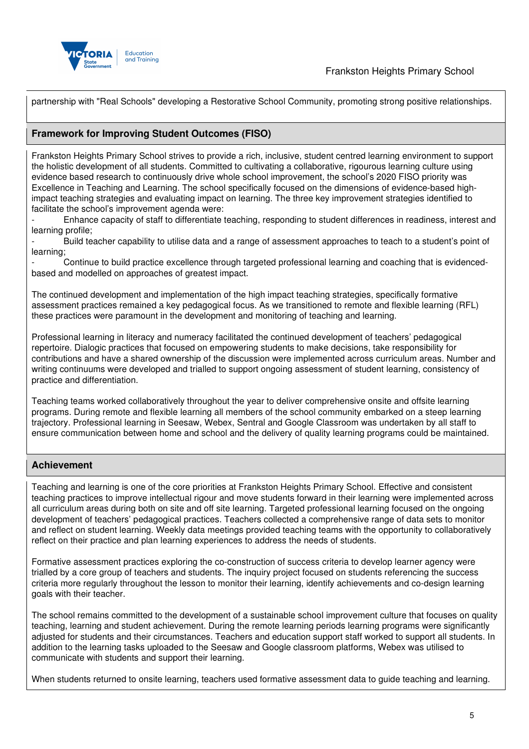partnership with "Real Schools" developing a Restorative School Community, promoting strong positive relationships.

## Framework for Improving Student Outcomes (FISO)

Frankston Heights Primary School strives to provide a rich, inclusive, student centred learning environment to support the holistic development of all students. Committed to cultivating a collaborative, rigourous learning culture using evidence based research to continuously drive whole school improvement, the school's 2020 FISO priority was Excellence in Teaching and Learning. The school specifically focused on the dimensions of evidence-based high-impact teaching strategies and evaluating impact on learning. The three key improvement strategies identified to facilitate the school's improvement agenda were:

- Enhance capacity of staff to differentiate teaching, responding to student differences in readiness, interest and learning profile;
- Build teacher capability to utilise data and a range of assessment approaches to teach to a student's point of learning;
- Continue to build practice excellence through targeted professional learning and coaching that is evidenced-based and modelled on approaches of greatest impact.

The continued development and implementation of the high impact teaching strategies, specifically formative assessment practices remained a key pedagogical focus. As we transitioned to remote and flexible learning (RFL) these practices were paramount in the development and monitoring of teaching and learning.

Professional learning in literacy and numeracy facilitated the continued development of teachers' pedagogical repertoire. Dialogic practices that focused on empowering students to make decisions, take responsibility for contributions and have a shared ownership of the discussion were implemented across curriculum areas. Number and writing continuums were developed and trialled to support ongoing assessment of student learning, consistency of practice and differentiation.

Teaching teams worked collaboratively throughout the year to deliver comprehensive onsite and offsite learning programs. During remote and flexible learning all members of the school community embarked on a steep learning trajectory. Professional learning in Seesaw, Webex, Sentral and Google Classroom was undertaken by all staff to ensure communication between home and school and the delivery of quality learning programs could be maintained.

## Achievement

Teaching and learning is one of the core priorities at Frankston Heights Primary School. Effective and consistent teaching practices to improve intellectual rigour and move students forward in their learning were implemented across all curriculum areas during both on site and off site learning. Targeted professional learning focused on the ongoing development of teachers' pedagogical practices. Teachers collected a comprehensive range of data sets to monitor and reflect on student learning. Weekly data meetings provided teaching teams with the opportunity to collaboratively reflect on their practice and plan learning experiences to address the needs of students.

Formative assessment practices exploring the co-construction of success criteria to develop learner agency were trialled by a core group of teachers and students. The inquiry project focused on students referencing the success criteria more regularly throughout the lesson to monitor their learning, identify achievements and co-design learning goals with their teacher.

The school remains committed to the development of a sustainable school improvement culture that focuses on quality teaching, learning and student achievement. During the remote learning periods learning programs were significantly adjusted for students and their circumstances. Teachers and education support staff worked to support all students. In addition to the learning tasks uploaded to the Seesaw and Google classroom platforms, Webex was utilised to communicate with students and support their learning.

When students returned to onsite learning, teachers used formative assessment data to guide teaching and learning.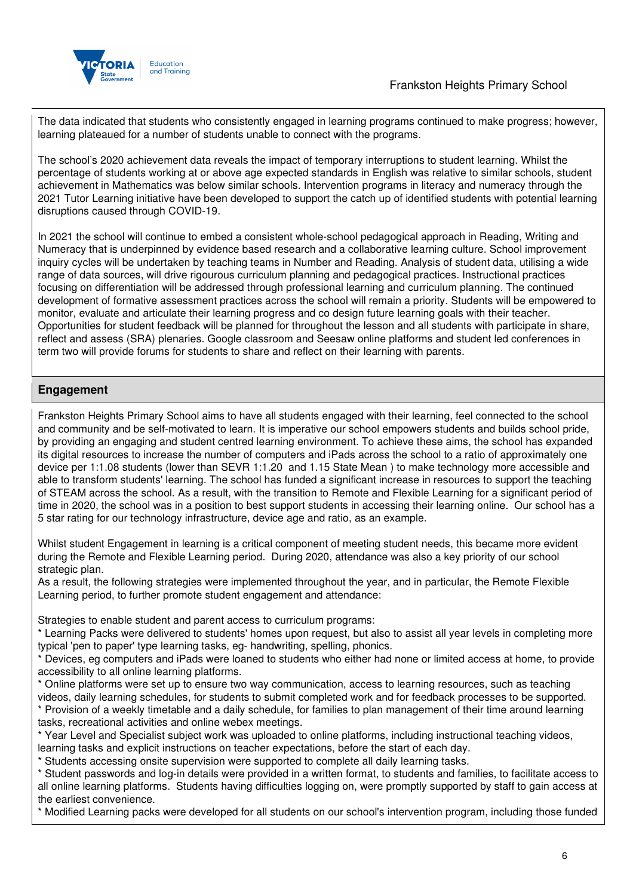The data indicated that students who consistently engaged in learning programs continued to make progress; however, learning plateaued for a number of students unable to connect with the programs.

The school's 2020 achievement data reveals the impact of temporary interruptions to student learning. Whilst the percentage of students working at or above age expected standards in English was relative to similar schools, student achievement in Mathematics was below similar schools. Intervention programs in literacy and numeracy through the 2021 Tutor Learning initiative have been developed to support the catch up of identified students with potential learning disruptions caused through COVID-19.

In 2021 the school will continue to embed a consistent whole-school pedagogical approach in Reading, Writing and Numeracy that is underpinned by evidence based research and a collaborative learning culture. School improvement inquiry cycles will be undertaken by teaching teams in Number and Reading. Analysis of student data, utilising a wide range of data sources, will drive rigourous curriculum planning and pedagogical practices. Instructional practices focusing on differentiation will be addressed through professional learning and curriculum planning. The continued development of formative assessment practices across the school will remain a priority. Students will be empowered to monitor, evaluate and articulate their learning progress and co design future learning goals with their teacher. Opportunities for student feedback will be planned for throughout the lesson and all students with participate in share, reflect and assess (SRA) plenaries. Google classroom and Seesaw online platforms and student led conferences in term two will provide forums for students to share and reflect on their learning with parents.

## Engagement

Frankston Heights Primary School aims to have all students engaged with their learning, feel connected to the school and community and be self-motivated to learn. It is imperative our school empowers students and builds school pride, by providing an engaging and student centred learning environment. To achieve these aims, the school has expanded its digital resources to increase the number of computers and iPads across the school to a ratio of approximately one device per 1:1.08 students (lower than SEVR 1:1.20 and 1.15 State Mean ) to make technology more accessible and able to transform students' learning. The school has funded a significant increase in resources to support the teaching of STEAM across the school. As a result, with the transition to Remote and Flexible Learning for a significant period of time in 2020, the school was in a position to best support students in accessing their learning online. Our school has a 5 star rating for our technology infrastructure, device age and ratio, as an example.

Whilst student Engagement in learning is a critical component of meeting student needs, this became more evident during the Remote and Flexible Learning period. During 2020, attendance was also a key priority of our school strategic plan.
As a result, the following strategies were implemented throughout the year, and in particular, the Remote Flexible Learning period, to further promote student engagement and attendance:

Strategies to enable student and parent access to curriculum programs:
* Learning Packs were delivered to students' homes upon request, but also to assist all year levels in completing more typical 'pen to paper' type learning tasks, eg- handwriting, spelling, phonics.
* Devices, eg computers and iPads were loaned to students who either had none or limited access at home, to provide accessibility to all online learning platforms.
* Online platforms were set up to ensure two way communication, access to learning resources, such as teaching videos, daily learning schedules, for students to submit completed work and for feedback processes to be supported.
* Provision of a weekly timetable and a daily schedule, for families to plan management of their time around learning tasks, recreational activities and online webex meetings.
* Year Level and Specialist subject work was uploaded to online platforms, including instructional teaching videos, learning tasks and explicit instructions on teacher expectations, before the start of each day.
* Students accessing onsite supervision were supported to complete all daily learning tasks.
* Student passwords and log-in details were provided in a written format, to students and families, to facilitate access to all online learning platforms. Students having difficulties logging on, were promptly supported by staff to gain access at the earliest convenience.
* Modified Learning packs were developed for all students on our school's intervention program, including those funded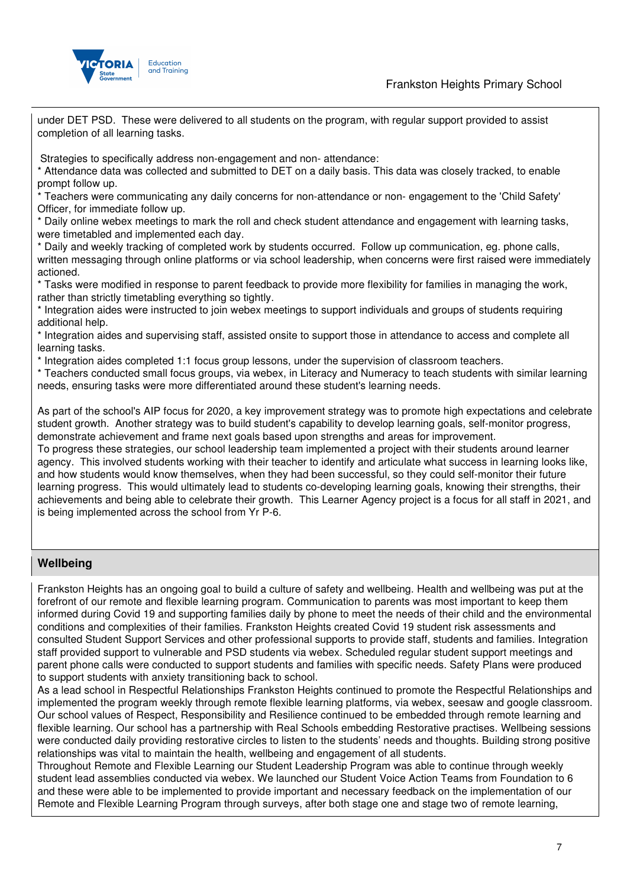under DET PSD. These were delivered to all students on the program, with regular support provided to assist completion of all learning tasks.

Strategies to specifically address non-engagement and non- attendance:

* Attendance data was collected and submitted to DET on a daily basis. This data was closely tracked, to enable prompt follow up.
* Teachers were communicating any daily concerns for non-attendance or non- engagement to the 'Child Safety' Officer, for immediate follow up.
* Daily online webex meetings to mark the roll and check student attendance and engagement with learning tasks, were timetabled and implemented each day.
* Daily and weekly tracking of completed work by students occurred. Follow up communication, eg. phone calls, written messaging through online platforms or via school leadership, when concerns were first raised were immediately actioned.
* Tasks were modified in response to parent feedback to provide more flexibility for families in managing the work, rather than strictly timetabling everything so tightly.
* Integration aides were instructed to join webex meetings to support individuals and groups of students requiring additional help.
* Integration aides and supervising staff, assisted onsite to support those in attendance to access and complete all learning tasks.
* Integration aides completed 1:1 focus group lessons, under the supervision of classroom teachers.
* Teachers conducted small focus groups, via webex, in Literacy and Numeracy to teach students with similar learning needs, ensuring tasks were more differentiated around these student's learning needs.

As part of the school's AIP focus for 2020, a key improvement strategy was to promote high expectations and celebrate student growth. Another strategy was to build student's capability to develop learning goals, self-monitor progress, demonstrate achievement and frame next goals based upon strengths and areas for improvement.
To progress these strategies, our school leadership team implemented a project with their students around learner agency. This involved students working with their teacher to identify and articulate what success in learning looks like, and how students would know themselves, when they had been successful, so they could self-monitor their future learning progress. This would ultimately lead to students co-developing learning goals, knowing their strengths, their achievements and being able to celebrate their growth. This Learner Agency project is a focus for all staff in 2021, and is being implemented across the school from Yr P-6.

## Wellbeing

Frankston Heights has an ongoing goal to build a culture of safety and wellbeing. Health and wellbeing was put at the forefront of our remote and flexible learning program. Communication to parents was most important to keep them informed during Covid 19 and supporting families daily by phone to meet the needs of their child and the environmental conditions and complexities of their families. Frankston Heights created Covid 19 student risk assessments and consulted Student Support Services and other professional supports to provide staff, students and families. Integration staff provided support to vulnerable and PSD students via webex. Scheduled regular student support meetings and parent phone calls were conducted to support students and families with specific needs. Safety Plans were produced to support students with anxiety transitioning back to school.
As a lead school in Respectful Relationships Frankston Heights continued to promote the Respectful Relationships and implemented the program weekly through remote flexible learning platforms, via webex, seesaw and google classroom. Our school values of Respect, Responsibility and Resilience continued to be embedded through remote learning and flexible learning. Our school has a partnership with Real Schools embedding Restorative practises. Wellbeing sessions were conducted daily providing restorative circles to listen to the students' needs and thoughts. Building strong positive relationships was vital to maintain the health, wellbeing and engagement of all students.
Throughout Remote and Flexible Learning our Student Leadership Program was able to continue through weekly student lead assemblies conducted via webex. We launched our Student Voice Action Teams from Foundation to 6 and these were able to be implemented to provide important and necessary feedback on the implementation of our Remote and Flexible Learning Program through surveys, after both stage one and stage two of remote learning,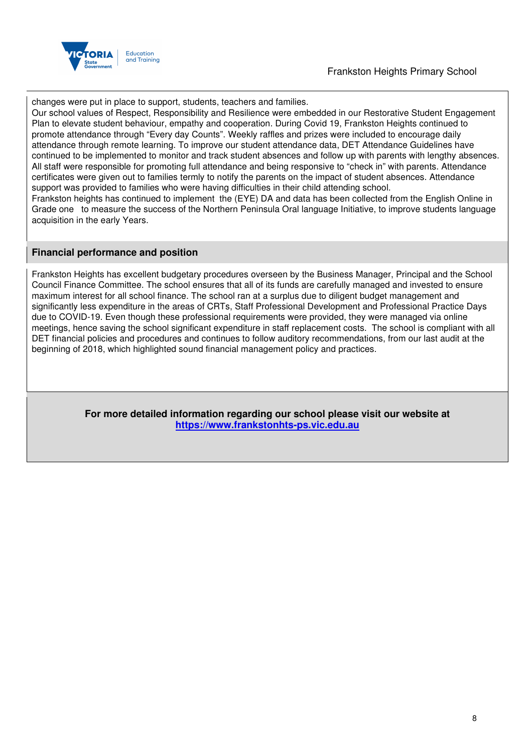changes were put in place to support, students, teachers and families.

Our school values of Respect, Responsibility and Resilience were embedded in our Restorative Student Engagement Plan to elevate student behaviour, empathy and cooperation. During Covid 19, Frankston Heights continued to promote attendance through "Every day Counts". Weekly raffles and prizes were included to encourage daily attendance through remote learning. To improve our student attendance data, DET Attendance Guidelines have continued to be implemented to monitor and track student absences and follow up with parents with lengthy absences. All staff were responsible for promoting full attendance and being responsive to "check in" with parents. Attendance certificates were given out to families termly to notify the parents on the impact of student absences. Attendance support was provided to families who were having difficulties in their child attending school.

Frankston heights has continued to implement the (EYE) DA and data has been collected from the English Online in Grade one to measure the success of the Northern Peninsula Oral language Initiative, to improve students language acquisition in the early Years.

## Financial performance and position

Frankston Heights has excellent budgetary procedures overseen by the Business Manager, Principal and the School Council Finance Committee. The school ensures that all of its funds are carefully managed and invested to ensure maximum interest for all school finance. The school ran at a surplus due to diligent budget management and significantly less expenditure in the areas of CRTs, Staff Professional Development and Professional Practice Days due to COVID-19. Even though these professional requirements were provided, they were managed via online meetings, hence saving the school significant expenditure in staff replacement costs. The school is compliant with all DET financial policies and procedures and continues to follow auditory recommendations, from our last audit at the beginning of 2018, which highlighted sound financial management policy and practices.

**For more detailed information regarding our school please visit our website at [https://www.frankstonhts-ps.vic.edu.au](https://www.frankstonhts-ps.vic.edu.au)**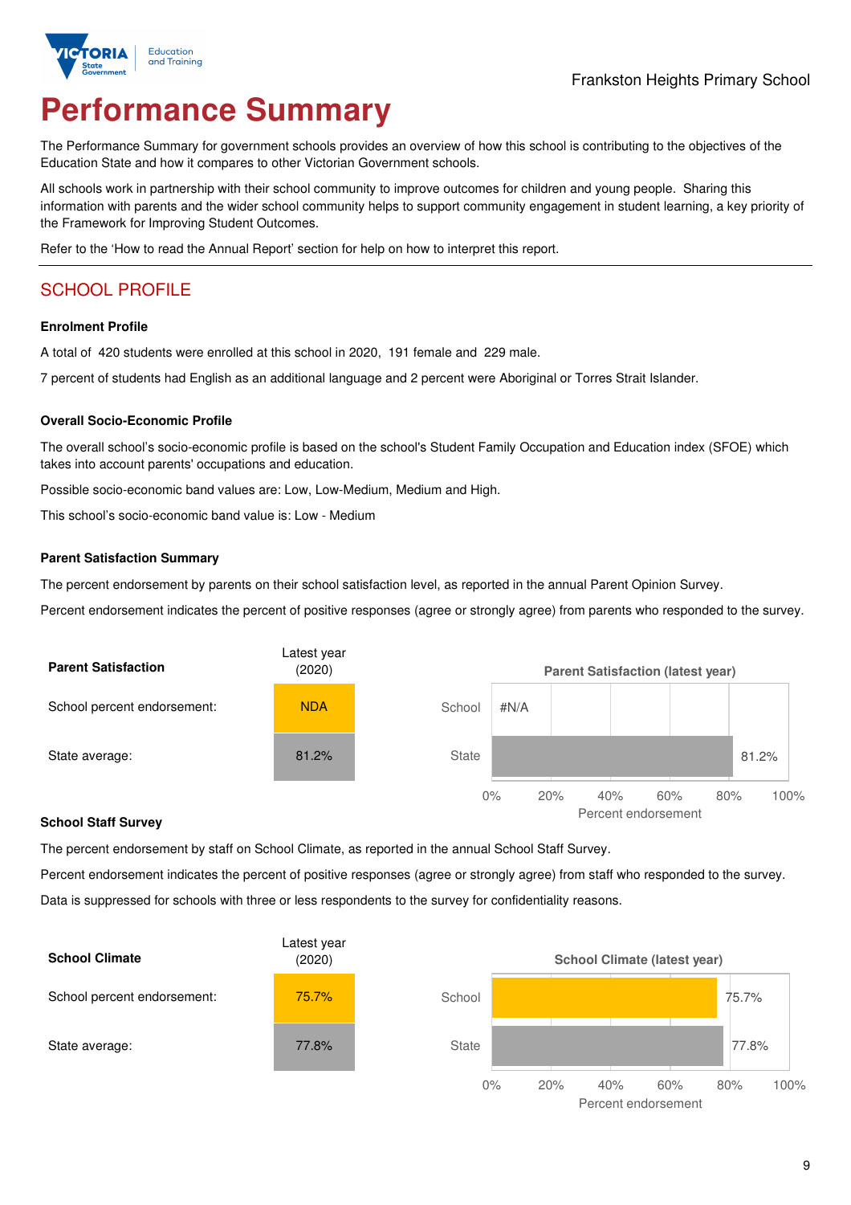# Performance Summary

The Performance Summary for government schools provides an overview of how this school is contributing to the objectives of the Education State and how it compares to other Victorian Government schools.

All schools work in partnership with their school community to improve outcomes for children and young people. Sharing this information with parents and the wider school community helps to support community engagement in student learning, a key priority of the Framework for Improving Student Outcomes.

Refer to the 'How to read the Annual Report' section for help on how to interpret this report.

## SCHOOL PROFILE

### Enrolment Profile

A total of 420 students were enrolled at this school in 2020, 191 female and 229 male.

7 percent of students had English as an additional language and 2 percent were Aboriginal or Torres Strait Islander.

### Overall Socio-Economic Profile

The overall school's socio-economic profile is based on the school's Student Family Occupation and Education index (SFOE) which takes into account parents' occupations and education.

Possible socio-economic band values are: Low, Low-Medium, Medium and High.

This school's socio-economic band value is: Low - Medium

### Parent Satisfaction Summary

The percent endorsement by parents on their school satisfaction level, as reported in the annual Parent Opinion Survey.

Percent endorsement indicates the percent of positive responses (agree or strongly agree) from parents who responded to the survey.

| Parent Satisfaction | Latest year (2020) |
|---|---|
| School percent endorsement: | NDA |
| State average: | 81.2% |

Parent Satisfaction (latest year)

| | Percent endorsement |
|---|---|
| School | #N/A |
| State | 81.2% |

### School Staff Survey

The percent endorsement by staff on School Climate, as reported in the annual School Staff Survey.

Percent endorsement indicates the percent of positive responses (agree or strongly agree) from staff who responded to the survey.

Data is suppressed for schools with three or less respondents to the survey for confidentiality reasons.

| School Climate | Latest year (2020) |
|---|---|
| School percent endorsement: | 75.7% |
| State average: | 77.8% |

School Climate (latest year)

| | Percent endorsement |
|---|---|
| School | 75.7% |
| State | 77.8% |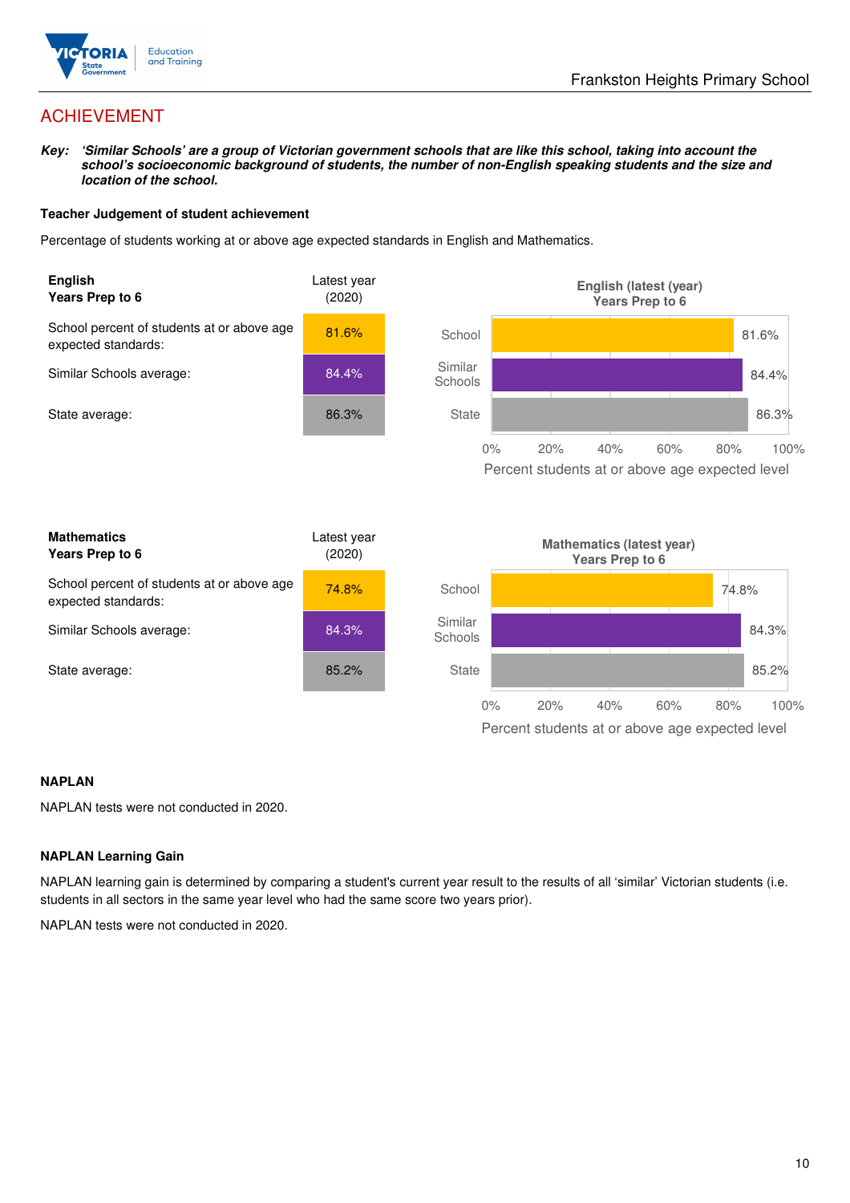# ACHIEVEMENT

***Key:*** ***'Similar Schools' are a group of Victorian government schools that are like this school, taking into account the school's socioeconomic background of students, the number of non-English speaking students and the size and location of the school.***

**Teacher Judgement of student achievement**

Percentage of students working at or above age expected standards in English and Mathematics.

| **English**<br>**Years Prep to 6** | Latest year (2020) |
|---|---|
| School percent of students at or above age expected standards: | 81.6% |
| Similar Schools average: | 84.4% |
| State average: | 86.3% |

**English (latest (year) Years Prep to 6**

| | Percent students at or above age expected level |
|---|---|
| School | 81.6% |
| Similar Schools | 84.4% |
| State | 86.3% |

| **Mathematics**<br>**Years Prep to 6** | Latest year (2020) |
|---|---|
| School percent of students at or above age expected standards: | 74.8% |
| Similar Schools average: | 84.3% |
| State average: | 85.2% |

**Mathematics (latest year) Years Prep to 6**

| | Percent students at or above age expected level |
|---|---|
| School | 74.8% |
| Similar Schools | 84.3% |
| State | 85.2% |

**NAPLAN**

NAPLAN tests were not conducted in 2020.

**NAPLAN Learning Gain**

NAPLAN learning gain is determined by comparing a student's current year result to the results of all 'similar' Victorian students (i.e. students in all sectors in the same year level who had the same score two years prior).

NAPLAN tests were not conducted in 2020.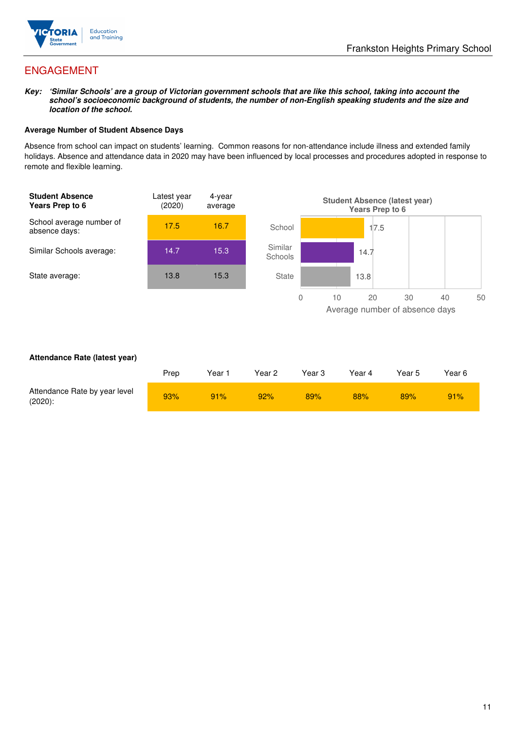## ENGAGEMENT

***Key:*** ***'Similar Schools' are a group of Victorian government schools that are like this school, taking into account the school's socioeconomic background of students, the number of non-English speaking students and the size and location of the school.***

**Average Number of Student Absence Days**

Absence from school can impact on students' learning. Common reasons for non-attendance include illness and extended family holidays. Absence and attendance data in 2020 may have been influenced by local processes and procedures adopted in response to remote and flexible learning.

| **Student Absence Years Prep to 6** | Latest year (2020) | 4-year average |
|---|---|---|
| School average number of absence days: | 17.5 | 16.7 |
| Similar Schools average: | 14.7 | 15.3 |
| State average: | 13.8 | 15.3 |

**Student Absence (latest year) Years Prep to 6**

| | Average number of absence days |
|---|---|
| School | 17.5 |
| Similar Schools | 14.7 |
| State | 13.8 |

**Attendance Rate (latest year)**

| | Prep | Year 1 | Year 2 | Year 3 | Year 4 | Year 5 | Year 6 |
|---|---|---|---|---|---|---|---|
| Attendance Rate by year level (2020): | 93% | 91% | 92% | 89% | 88% | 89% | 91% |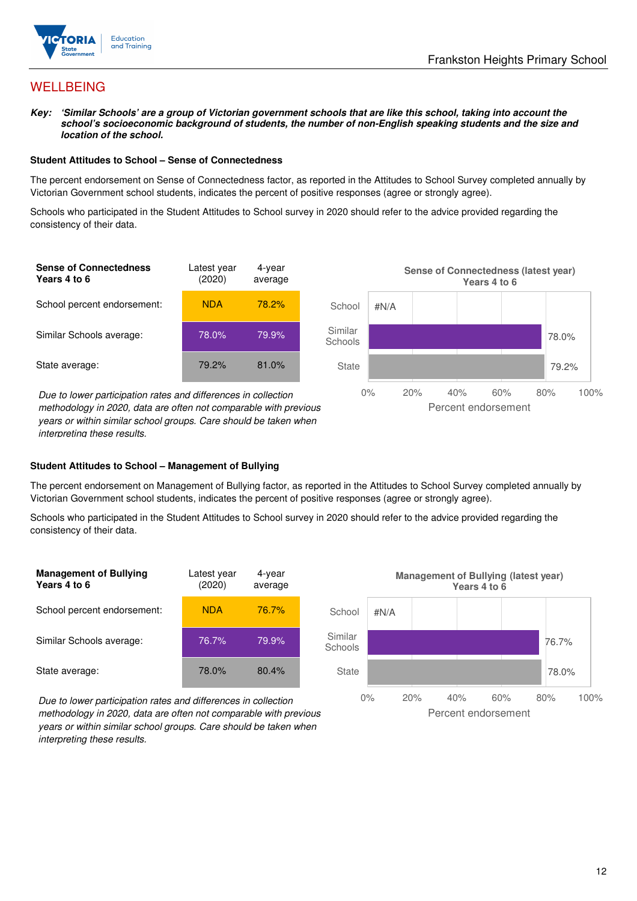# WELLBEING

***Key:*** ***'Similar Schools' are a group of Victorian government schools that are like this school, taking into account the school's socioeconomic background of students, the number of non-English speaking students and the size and location of the school.***

### Student Attitudes to School – Sense of Connectedness

The percent endorsement on Sense of Connectedness factor, as reported in the Attitudes to School Survey completed annually by Victorian Government school students, indicates the percent of positive responses (agree or strongly agree).

Schools who participated in the Student Attitudes to School survey in 2020 should refer to the advice provided regarding the consistency of their data.

| Sense of Connectedness Years 4 to 6 | Latest year (2020) | 4-year average |
|---|---|---|
| School percent endorsement: | NDA | 78.2% |
| Similar Schools average: | 78.0% | 79.9% |
| State average: | 79.2% | 81.0% |

*Due to lower participation rates and differences in collection methodology in 2020, data are often not comparable with previous years or within similar school groups. Care should be taken when interpreting these results.*

**Sense of Connectedness (latest year) Years 4 to 6**

| | Percent endorsement |
|---|---|
| School | #N/A |
| Similar Schools | 78.0% |
| State | 79.2% |

### Student Attitudes to School – Management of Bullying

The percent endorsement on Management of Bullying factor, as reported in the Attitudes to School Survey completed annually by Victorian Government school students, indicates the percent of positive responses (agree or strongly agree).

Schools who participated in the Student Attitudes to School survey in 2020 should refer to the advice provided regarding the consistency of their data.

| Management of Bullying Years 4 to 6 | Latest year (2020) | 4-year average |
|---|---|---|
| School percent endorsement: | NDA | 76.7% |
| Similar Schools average: | 76.7% | 79.9% |
| State average: | 78.0% | 80.4% |

*Due to lower participation rates and differences in collection methodology in 2020, data are often not comparable with previous years or within similar school groups. Care should be taken when interpreting these results.*

**Management of Bullying (latest year) Years 4 to 6**

| | Percent endorsement |
|---|---|
| School | #N/A |
| Similar Schools | 76.7% |
| State | 78.0% |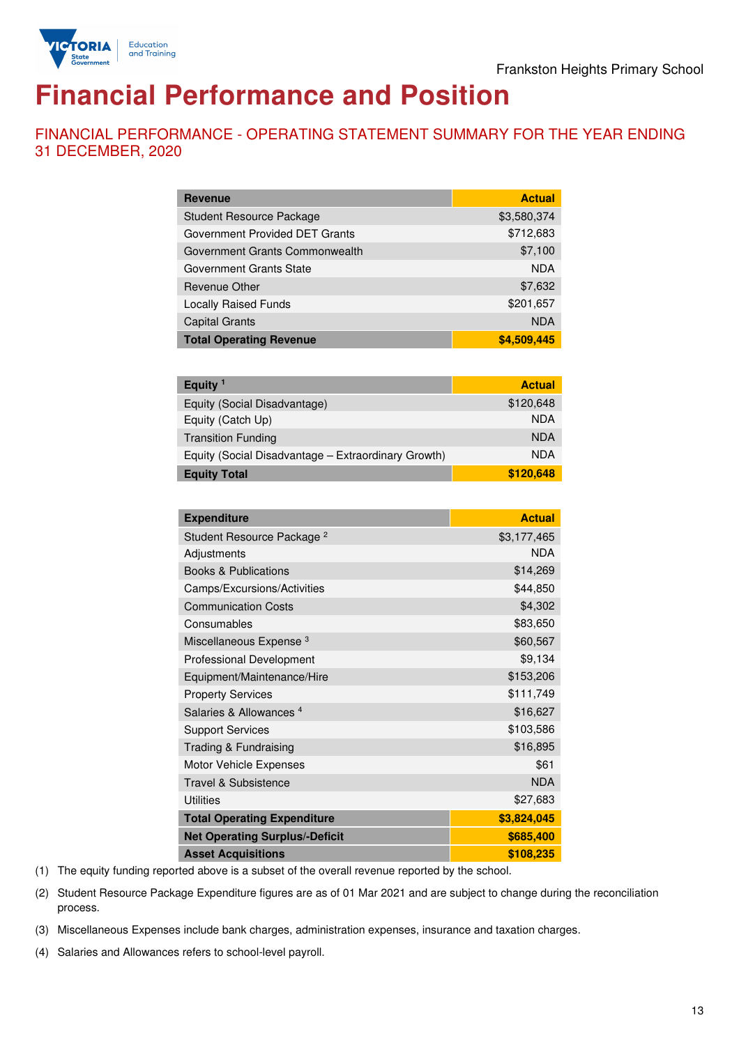# Financial Performance and Position

## FINANCIAL PERFORMANCE - OPERATING STATEMENT SUMMARY FOR THE YEAR ENDING 31 DECEMBER, 2020

| Revenue | Actual |
|---|---|
| Student Resource Package | $3,580,374 |
| Government Provided DET Grants | $712,683 |
| Government Grants Commonwealth | $7,100 |
| Government Grants State | NDA |
| Revenue Other | $7,632 |
| Locally Raised Funds | $201,657 |
| Capital Grants | NDA |
| **Total Operating Revenue** | **$4,509,445** |

| Equity [1] | Actual |
|---|---|
| Equity (Social Disadvantage) | $120,648 |
| Equity (Catch Up) | NDA |
| Transition Funding | NDA |
| Equity (Social Disadvantage – Extraordinary Growth) | NDA |
| **Equity Total** | **$120,648** |

| Expenditure | Actual |
|---|---|
| Student Resource Package [2] | $3,177,465 |
| Adjustments | NDA |
| Books & Publications | $14,269 |
| Camps/Excursions/Activities | $44,850 |
| Communication Costs | $4,302 |
| Consumables | $83,650 |
| Miscellaneous Expense [3] | $60,567 |
| Professional Development | $9,134 |
| Equipment/Maintenance/Hire | $153,206 |
| Property Services | $111,749 |
| Salaries & Allowances [4] | $16,627 |
| Support Services | $103,586 |
| Trading & Fundraising | $16,895 |
| Motor Vehicle Expenses | $61 |
| Travel & Subsistence | NDA |
| Utilities | $27,683 |
| **Total Operating Expenditure** | **$3,824,045** |
| **Net Operating Surplus/-Deficit** | **$685,400** |
| **Asset Acquisitions** | **$108,235** |

(1) The equity funding reported above is a subset of the overall revenue reported by the school.

(2) Student Resource Package Expenditure figures are as of 01 Mar 2021 and are subject to change during the reconciliation process.

(3) Miscellaneous Expenses include bank charges, administration expenses, insurance and taxation charges.

(4) Salaries and Allowances refers to school-level payroll.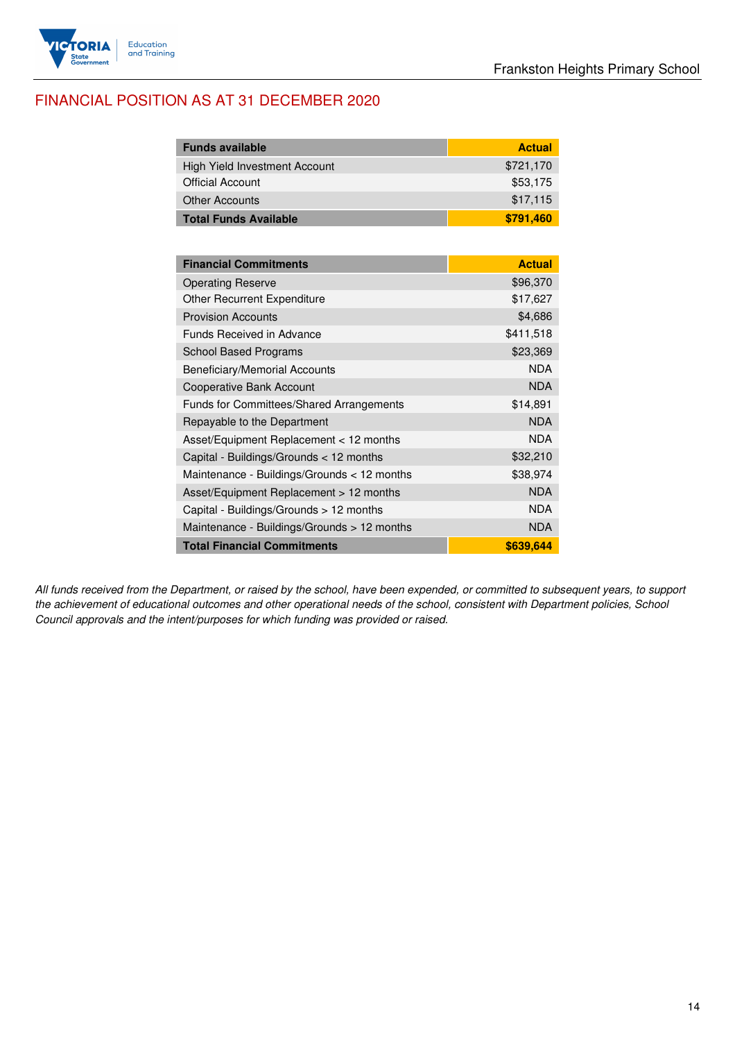## FINANCIAL POSITION AS AT 31 DECEMBER 2020

| Funds available | Actual |
|---|---|
| High Yield Investment Account | $721,170 |
| Official Account | $53,175 |
| Other Accounts | $17,115 |
| **Total Funds Available** | **$791,460** |

| Financial Commitments | Actual |
|---|---|
| Operating Reserve | $96,370 |
| Other Recurrent Expenditure | $17,627 |
| Provision Accounts | $4,686 |
| Funds Received in Advance | $411,518 |
| School Based Programs | $23,369 |
| Beneficiary/Memorial Accounts | NDA |
| Cooperative Bank Account | NDA |
| Funds for Committees/Shared Arrangements | $14,891 |
| Repayable to the Department | NDA |
| Asset/Equipment Replacement < 12 months | NDA |
| Capital - Buildings/Grounds < 12 months | $32,210 |
| Maintenance - Buildings/Grounds < 12 months | $38,974 |
| Asset/Equipment Replacement > 12 months | NDA |
| Capital - Buildings/Grounds > 12 months | NDA |
| Maintenance - Buildings/Grounds > 12 months | NDA |
| **Total Financial Commitments** | **$639,644** |

*All funds received from the Department, or raised by the school, have been expended, or committed to subsequent years, to support the achievement of educational outcomes and other operational needs of the school, consistent with Department policies, School Council approvals and the intent/purposes for which funding was provided or raised.*